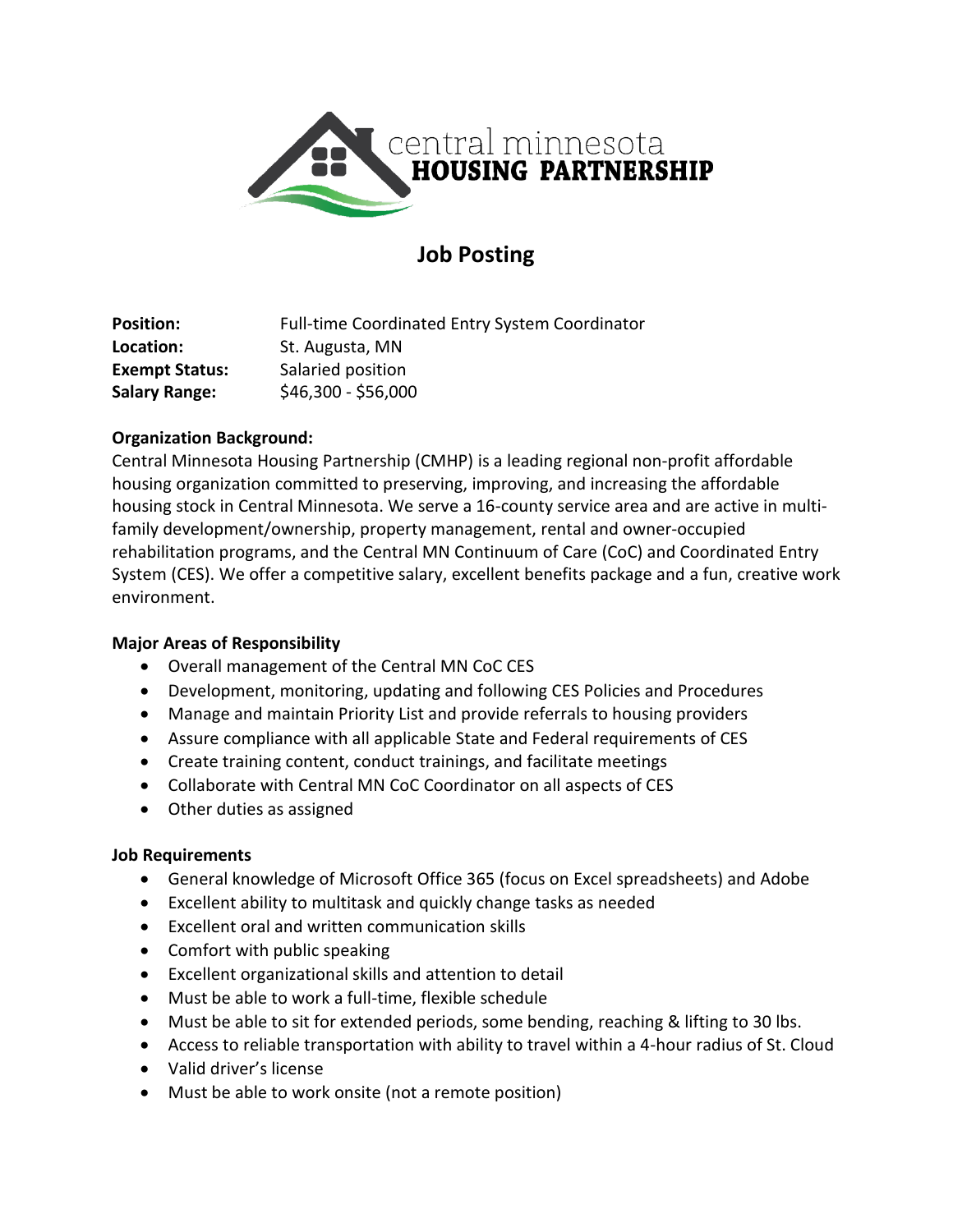central minnesota
**HOUSING PARTNERSHIP**

# Job Posting

**Position:** Full-time Coordinated Entry System Coordinator
**Location:** St. Augusta, MN
**Exempt Status:** Salaried position
**Salary Range:** $46,300 - $56,000

**Organization Background:**
Central Minnesota Housing Partnership (CMHP) is a leading regional non-profit affordable housing organization committed to preserving, improving, and increasing the affordable housing stock in Central Minnesota. We serve a 16-county service area and are active in multi-family development/ownership, property management, rental and owner-occupied rehabilitation programs, and the Central MN Continuum of Care (CoC) and Coordinated Entry System (CES). We offer a competitive salary, excellent benefits package and a fun, creative work environment.

**Major Areas of Responsibility**

- Overall management of the Central MN CoC CES
- Development, monitoring, updating and following CES Policies and Procedures
- Manage and maintain Priority List and provide referrals to housing providers
- Assure compliance with all applicable State and Federal requirements of CES
- Create training content, conduct trainings, and facilitate meetings
- Collaborate with Central MN CoC Coordinator on all aspects of CES
- Other duties as assigned

**Job Requirements**

- General knowledge of Microsoft Office 365 (focus on Excel spreadsheets) and Adobe
- Excellent ability to multitask and quickly change tasks as needed
- Excellent oral and written communication skills
- Comfort with public speaking
- Excellent organizational skills and attention to detail
- Must be able to work a full-time, flexible schedule
- Must be able to sit for extended periods, some bending, reaching & lifting to 30 lbs.
- Access to reliable transportation with ability to travel within a 4-hour radius of St. Cloud
- Valid driver's license
- Must be able to work onsite (not a remote position)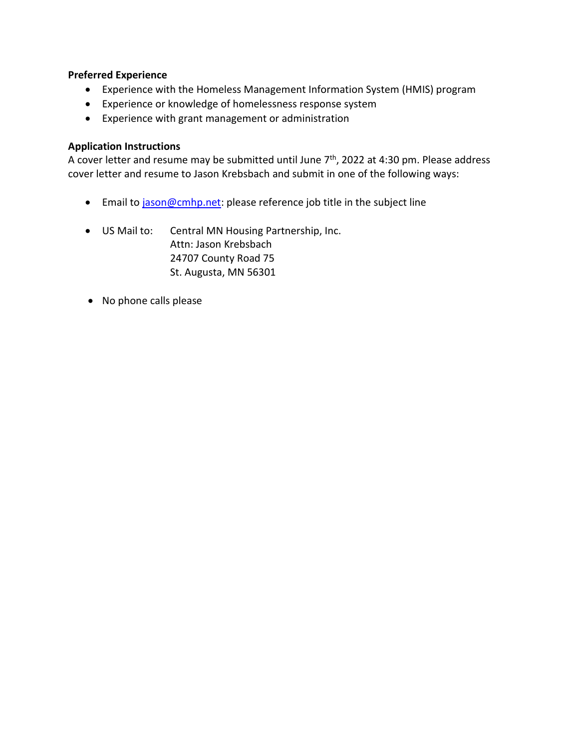**Preferred Experience**

- Experience with the Homeless Management Information System (HMIS) program
- Experience or knowledge of homelessness response system
- Experience with grant management or administration

**Application Instructions**

A cover letter and resume may be submitted until June 7th, 2022 at 4:30 pm. Please address cover letter and resume to Jason Krebsbach and submit in one of the following ways:

- Email to jason@cmhp.net: please reference job title in the subject line

- US Mail to: Central MN Housing Partnership, Inc.
  Attn: Jason Krebsbach
  24707 County Road 75
  St. Augusta, MN 56301

- No phone calls please